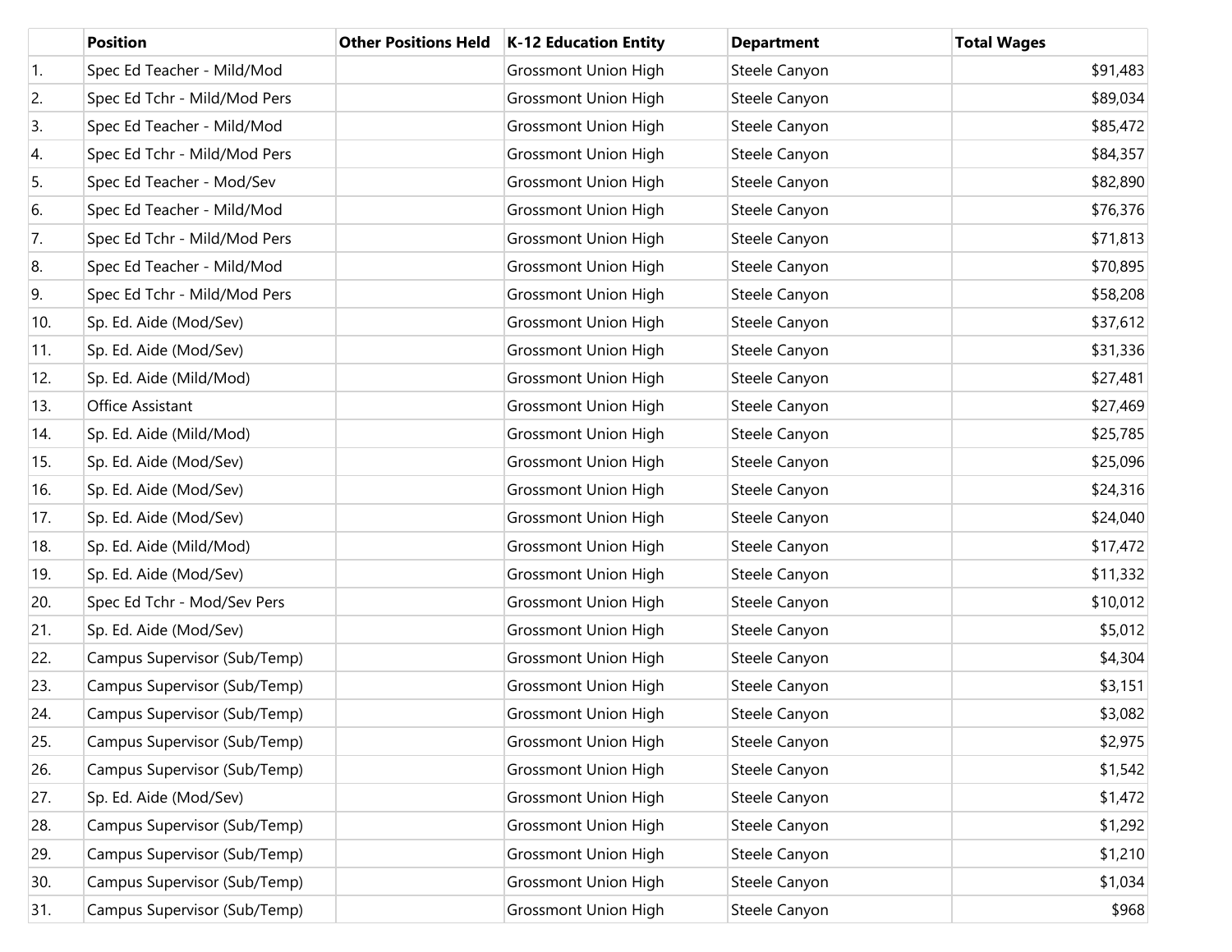| | Position | Other Positions Held | K-12 Education Entity | Department | Total Wages |
|---|---|---|---|---|---|
| 1. | Spec Ed Teacher - Mild/Mod | | Grossmont Union High | Steele Canyon | $91,483 |
| 2. | Spec Ed Tchr - Mild/Mod Pers | | Grossmont Union High | Steele Canyon | $89,034 |
| 3. | Spec Ed Teacher - Mild/Mod | | Grossmont Union High | Steele Canyon | $85,472 |
| 4. | Spec Ed Tchr - Mild/Mod Pers | | Grossmont Union High | Steele Canyon | $84,357 |
| 5. | Spec Ed Teacher - Mod/Sev | | Grossmont Union High | Steele Canyon | $82,890 |
| 6. | Spec Ed Teacher - Mild/Mod | | Grossmont Union High | Steele Canyon | $76,376 |
| 7. | Spec Ed Tchr - Mild/Mod Pers | | Grossmont Union High | Steele Canyon | $71,813 |
| 8. | Spec Ed Teacher - Mild/Mod | | Grossmont Union High | Steele Canyon | $70,895 |
| 9. | Spec Ed Tchr - Mild/Mod Pers | | Grossmont Union High | Steele Canyon | $58,208 |
| 10. | Sp. Ed. Aide (Mod/Sev) | | Grossmont Union High | Steele Canyon | $37,612 |
| 11. | Sp. Ed. Aide (Mod/Sev) | | Grossmont Union High | Steele Canyon | $31,336 |
| 12. | Sp. Ed. Aide (Mild/Mod) | | Grossmont Union High | Steele Canyon | $27,481 |
| 13. | Office Assistant | | Grossmont Union High | Steele Canyon | $27,469 |
| 14. | Sp. Ed. Aide (Mild/Mod) | | Grossmont Union High | Steele Canyon | $25,785 |
| 15. | Sp. Ed. Aide (Mod/Sev) | | Grossmont Union High | Steele Canyon | $25,096 |
| 16. | Sp. Ed. Aide (Mod/Sev) | | Grossmont Union High | Steele Canyon | $24,316 |
| 17. | Sp. Ed. Aide (Mod/Sev) | | Grossmont Union High | Steele Canyon | $24,040 |
| 18. | Sp. Ed. Aide (Mild/Mod) | | Grossmont Union High | Steele Canyon | $17,472 |
| 19. | Sp. Ed. Aide (Mod/Sev) | | Grossmont Union High | Steele Canyon | $11,332 |
| 20. | Spec Ed Tchr - Mod/Sev Pers | | Grossmont Union High | Steele Canyon | $10,012 |
| 21. | Sp. Ed. Aide (Mod/Sev) | | Grossmont Union High | Steele Canyon | $5,012 |
| 22. | Campus Supervisor (Sub/Temp) | | Grossmont Union High | Steele Canyon | $4,304 |
| 23. | Campus Supervisor (Sub/Temp) | | Grossmont Union High | Steele Canyon | $3,151 |
| 24. | Campus Supervisor (Sub/Temp) | | Grossmont Union High | Steele Canyon | $3,082 |
| 25. | Campus Supervisor (Sub/Temp) | | Grossmont Union High | Steele Canyon | $2,975 |
| 26. | Campus Supervisor (Sub/Temp) | | Grossmont Union High | Steele Canyon | $1,542 |
| 27. | Sp. Ed. Aide (Mod/Sev) | | Grossmont Union High | Steele Canyon | $1,472 |
| 28. | Campus Supervisor (Sub/Temp) | | Grossmont Union High | Steele Canyon | $1,292 |
| 29. | Campus Supervisor (Sub/Temp) | | Grossmont Union High | Steele Canyon | $1,210 |
| 30. | Campus Supervisor (Sub/Temp) | | Grossmont Union High | Steele Canyon | $1,034 |
| 31. | Campus Supervisor (Sub/Temp) | | Grossmont Union High | Steele Canyon | $968 |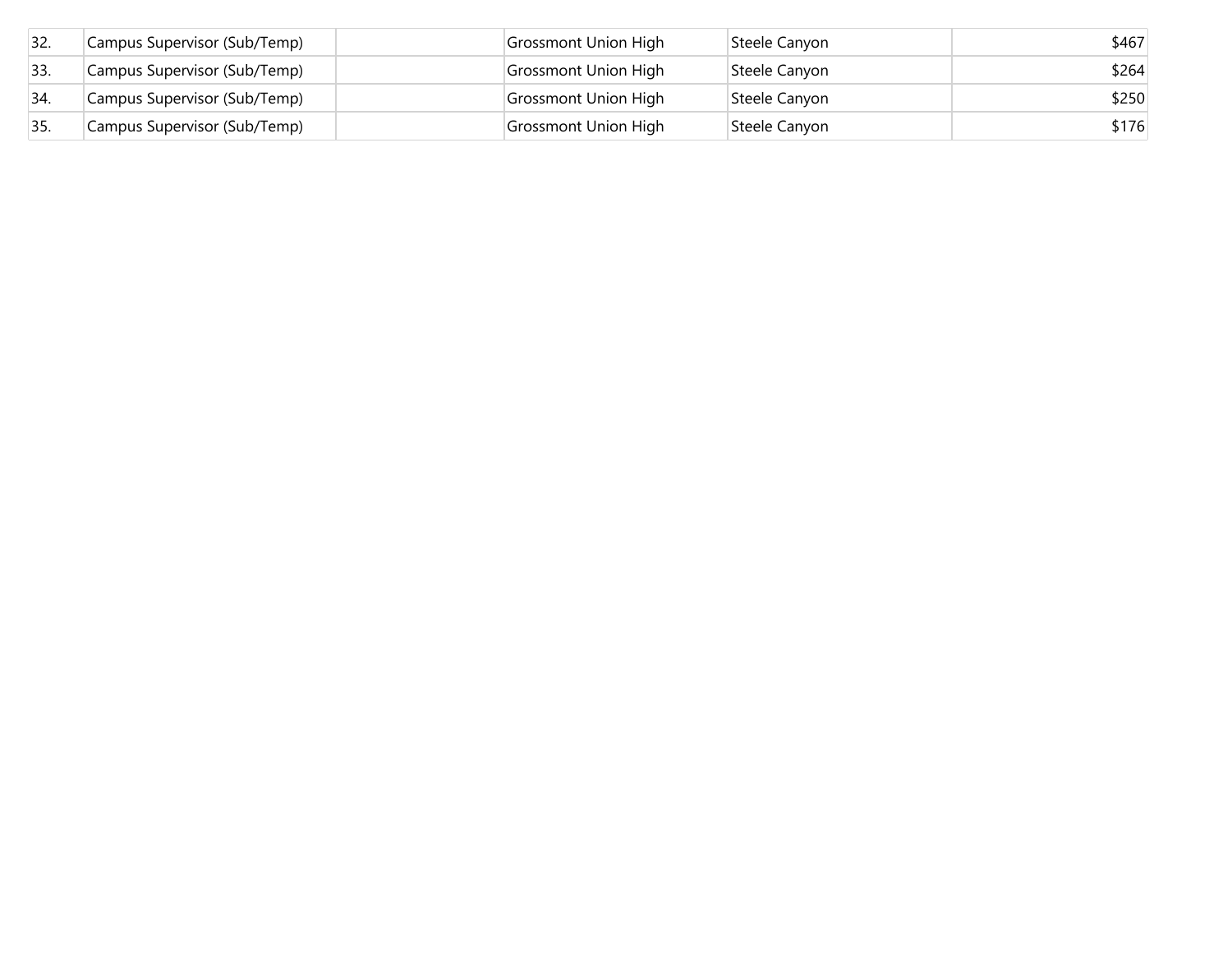| | | | | | |
|---|---|---|---|---|---|
| 32. | Campus Supervisor (Sub/Temp) | | Grossmont Union High | Steele Canyon | $467 |
| 33. | Campus Supervisor (Sub/Temp) | | Grossmont Union High | Steele Canyon | $264 |
| 34. | Campus Supervisor (Sub/Temp) | | Grossmont Union High | Steele Canyon | $250 |
| 35. | Campus Supervisor (Sub/Temp) | | Grossmont Union High | Steele Canyon | $176 |